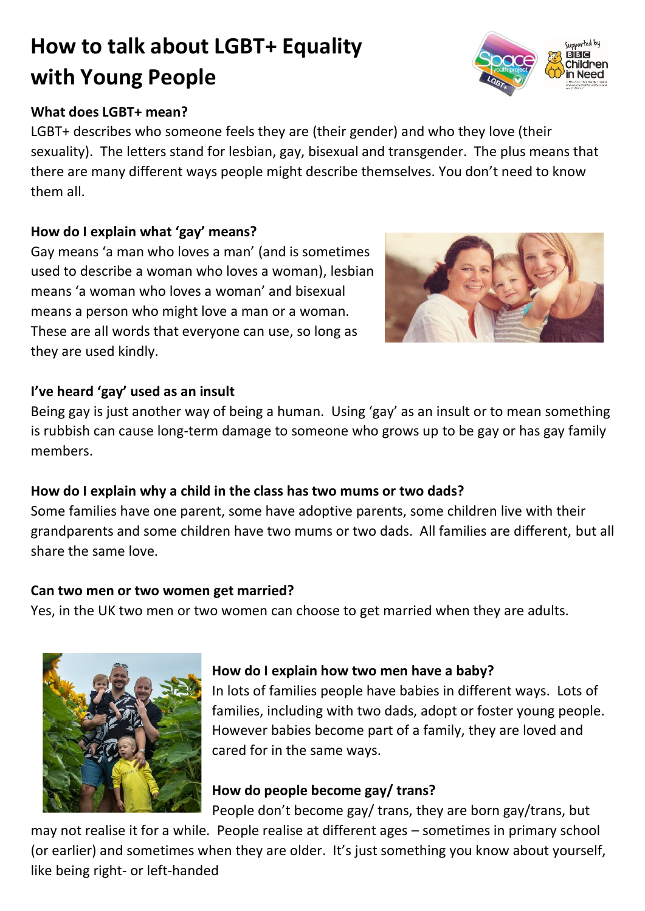# How to talk about LGBT+ Equality with Young People

**What does LGBT+ mean?**

LGBT+ describes who someone feels they are (their gender) and who they love (their sexuality). The letters stand for lesbian, gay, bisexual and transgender. The plus means that there are many different ways people might describe themselves. You don't need to know them all.

**How do I explain what 'gay' means?**

Gay means 'a man who loves a man' (and is sometimes used to describe a woman who loves a woman), lesbian means 'a woman who loves a woman' and bisexual means a person who might love a man or a woman. These are all words that everyone can use, so long as they are used kindly.

**I've heard 'gay' used as an insult**

Being gay is just another way of being a human. Using 'gay' as an insult or to mean something is rubbish can cause long-term damage to someone who grows up to be gay or has gay family members.

**How do I explain why a child in the class has two mums or two dads?**

Some families have one parent, some have adoptive parents, some children live with their grandparents and some children have two mums or two dads. All families are different, but all share the same love.

**Can two men or two women get married?**

Yes, in the UK two men or two women can choose to get married when they are adults.

**How do I explain how two men have a baby?**

In lots of families people have babies in different ways. Lots of families, including with two dads, adopt or foster young people. However babies become part of a family, they are loved and cared for in the same ways.

**How do people become gay/ trans?**

People don't become gay/ trans, they are born gay/trans, but may not realise it for a while. People realise at different ages – sometimes in primary school (or earlier) and sometimes when they are older. It's just something you know about yourself, like being right- or left-handed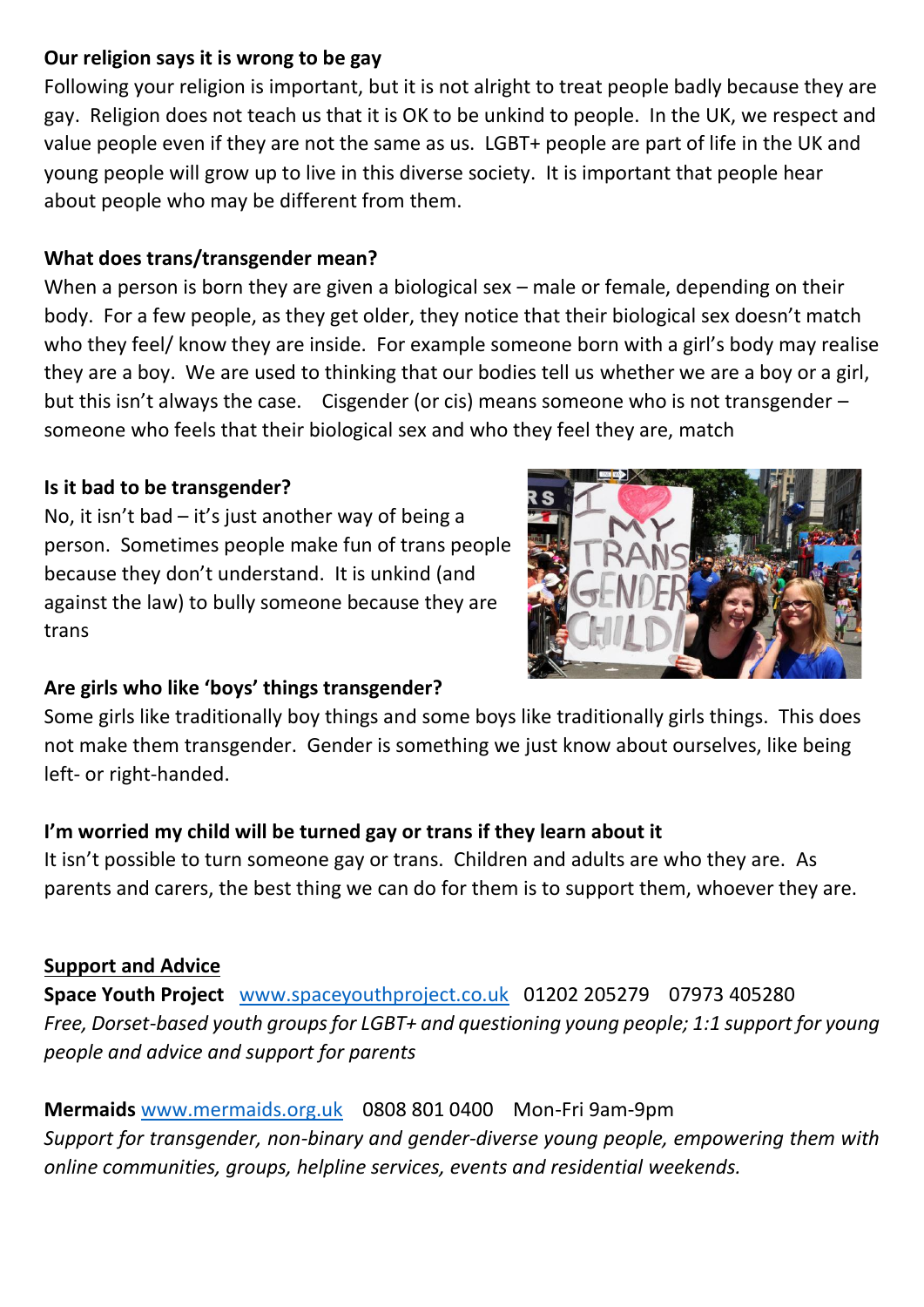**Our religion says it is wrong to be gay**

Following your religion is important, but it is not alright to treat people badly because they are gay. Religion does not teach us that it is OK to be unkind to people. In the UK, we respect and value people even if they are not the same as us. LGBT+ people are part of life in the UK and young people will grow up to live in this diverse society. It is important that people hear about people who may be different from them.

**What does trans/transgender mean?**

When a person is born they are given a biological sex – male or female, depending on their body. For a few people, as they get older, they notice that their biological sex doesn't match who they feel/ know they are inside. For example someone born with a girl's body may realise they are a boy. We are used to thinking that our bodies tell us whether we are a boy or a girl, but this isn't always the case. Cisgender (or cis) means someone who is not transgender – someone who feels that their biological sex and who they feel they are, match

**Is it bad to be transgender?**

No, it isn't bad – it's just another way of being a person. Sometimes people make fun of trans people because they don't understand. It is unkind (and against the law) to bully someone because they are trans

**Are girls who like 'boys' things transgender?**

Some girls like traditionally boy things and some boys like traditionally girls things. This does not make them transgender. Gender is something we just know about ourselves, like being left- or right-handed.

**I'm worried my child will be turned gay or trans if they learn about it**

It isn't possible to turn someone gay or trans. Children and adults are who they are. As parents and carers, the best thing we can do for them is to support them, whoever they are.

**Support and Advice**

**Space Youth Project** www.spaceyouthproject.co.uk 01202 205279 07973 405280

*Free, Dorset-based youth groups for LGBT+ and questioning young people; 1:1 support for young people and advice and support for parents*

**Mermaids** www.mermaids.org.uk 0808 801 0400 Mon-Fri 9am-9pm

*Support for transgender, non-binary and gender-diverse young people, empowering them with online communities, groups, helpline services, events and residential weekends.*